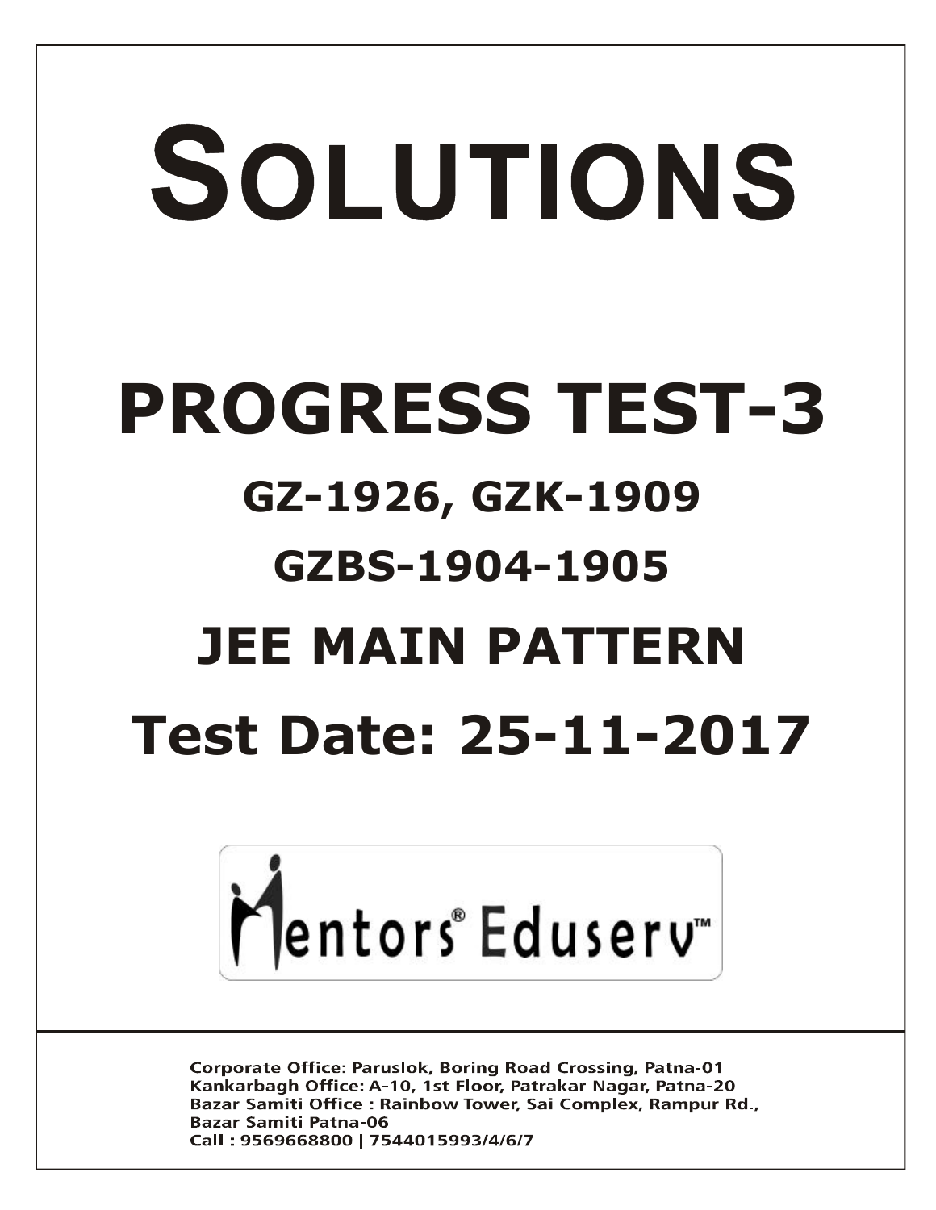# SOLUTIONS

# PROGRESS TEST-3

## GZ-1926, GZK-1909

## GZBS-1904-1905

## JEE MAIN PATTERN

## Test Date: 25-11-2017

Mentors® Eduserv™

**Corporate Office: Paruslok, Boring Road Crossing, Patna-01**
**Kankarbagh Office: A-10, 1st Floor, Patrakar Nagar, Patna-20**
**Bazar Samiti Office : Rainbow Tower, Sai Complex, Rampur Rd., Bazar Samiti Patna-06**
**Call : 9569668800 | 7544015993/4/6/7**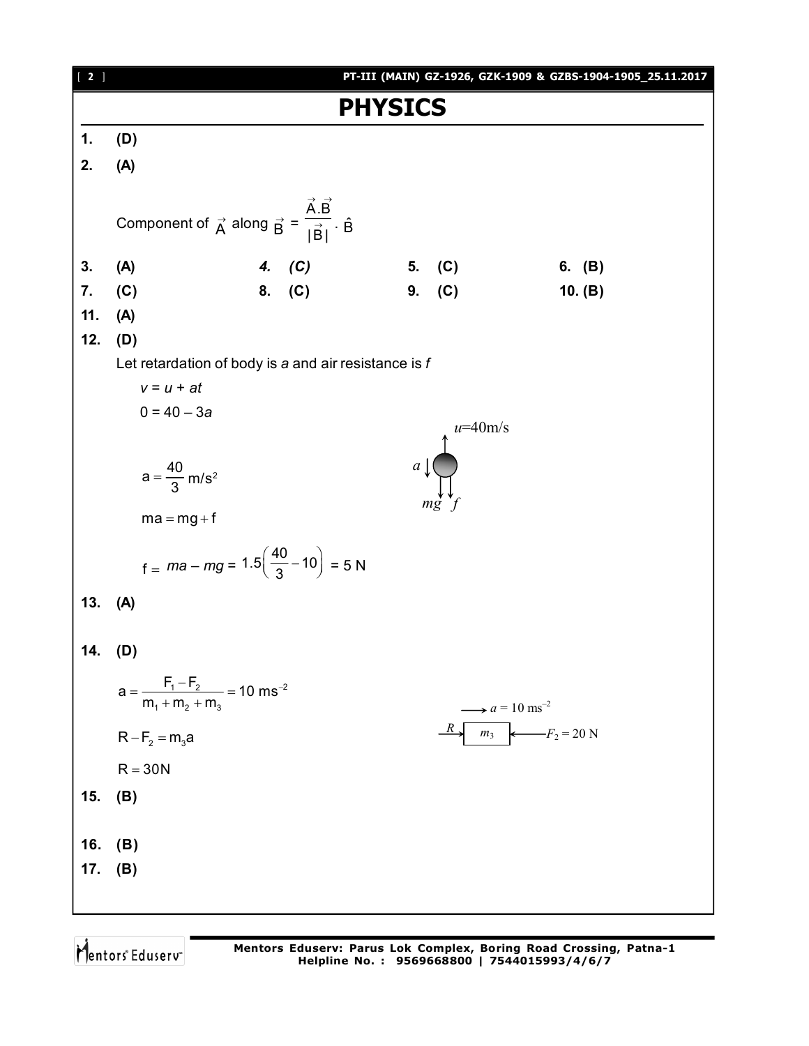# PHYSICS

**1.** **(D)**

**2.** **(A)**

Component of $\vec{A}$ along $\vec{B}$ = $\dfrac{\vec{A}.\vec{B}}{|\vec{B}|} \cdot \hat{B}$

**3.** **(A)** *4.* *(C)* **5.** **(C)** **6.** **(B)**

**7.** **(C)** **8.** **(C)** **9.** **(C)** **10.** **(B)**

**11.** **(A)**

**12.** **(D)**

Let retardation of body is *a* and air resistance is *f*

$v = u + at$

$0 = 40 - 3a$

$u$=40m/s

$a = \dfrac{40}{3}$ m/s$^2$

$ma = mg + f$

$f = ma - mg = 1.5\left(\dfrac{40}{3} - 10\right) = 5$ N

**13.** **(A)**

**14.** **(D)**

$a = \dfrac{F_1 - F_2}{m_1 + m_2 + m_3} = 10 \text{ ms}^{-2}$

$R - F_2 = m_3 a$

$R = 30\text{N}$

$a = 10$ ms$^{-2}$, $R$, $m_3$, $F_2 = 20$ N

**15.** **(B)**

**16.** **(B)**

**17.** **(B)**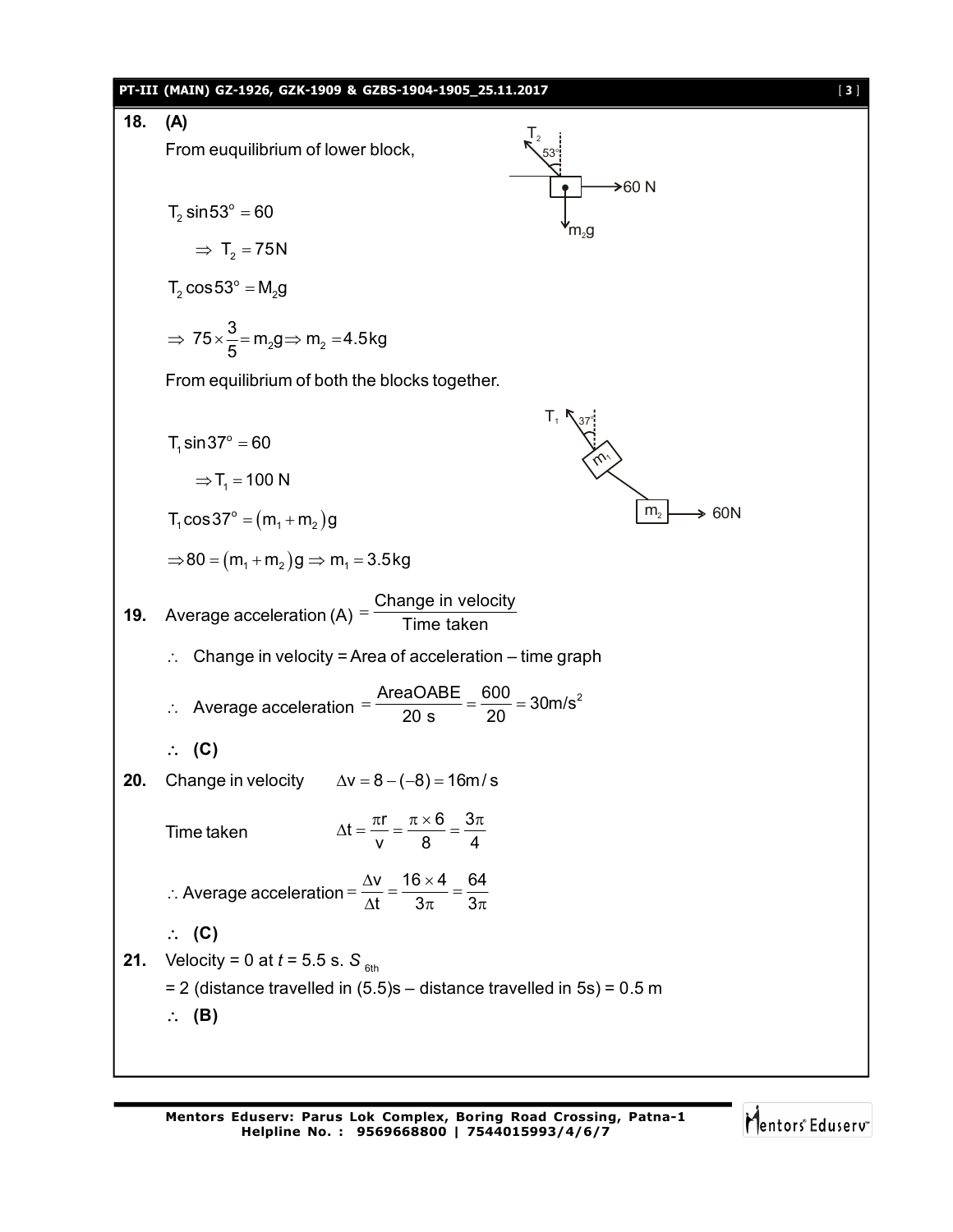**18. (A)**

From euquilibrium of lower block,

$$T_2 \sin 53^\circ = 60$$

$$\Rightarrow T_2 = 75\text{N}$$

$$T_2 \cos 53^\circ = M_2 g$$

$$\Rightarrow 75 \times \frac{3}{5} = m_2 g \Rightarrow m_2 = 4.5\text{kg}$$

From equilibrium of both the blocks together.

$$T_1 \sin 37^\circ = 60$$

$$\Rightarrow T_1 = 100 \text{ N}$$

$$T_1 \cos 37^\circ = (m_1 + m_2) g$$

$$\Rightarrow 80 = (m_1 + m_2) g \Rightarrow m_1 = 3.5\text{kg}$$

**19.** Average acceleration (A) $= \dfrac{\text{Change in velocity}}{\text{Time taken}}$

$\therefore$ Change in velocity = Area of acceleration – time graph

$\therefore$ Average acceleration $= \dfrac{\text{AreaOABE}}{20 \text{ s}} = \dfrac{600}{20} = 30\text{m/s}^2$

$\therefore$ **(C)**

**20.** Change in velocity $\quad \Delta v = 8 - (-8) = 16\text{m/s}$

Time taken $\quad \Delta t = \dfrac{\pi r}{v} = \dfrac{\pi \times 6}{8} = \dfrac{3\pi}{4}$

$\therefore$ Average acceleration $= \dfrac{\Delta v}{\Delta t} = \dfrac{16 \times 4}{3\pi} = \dfrac{64}{3\pi}$

$\therefore$ **(C)**

**21.** Velocity = 0 at $t = 5.5$ s. $S_{6th}$

= 2 (distance travelled in (5.5)s – distance travelled in 5s) = 0.5 m

$\therefore$ **(B)**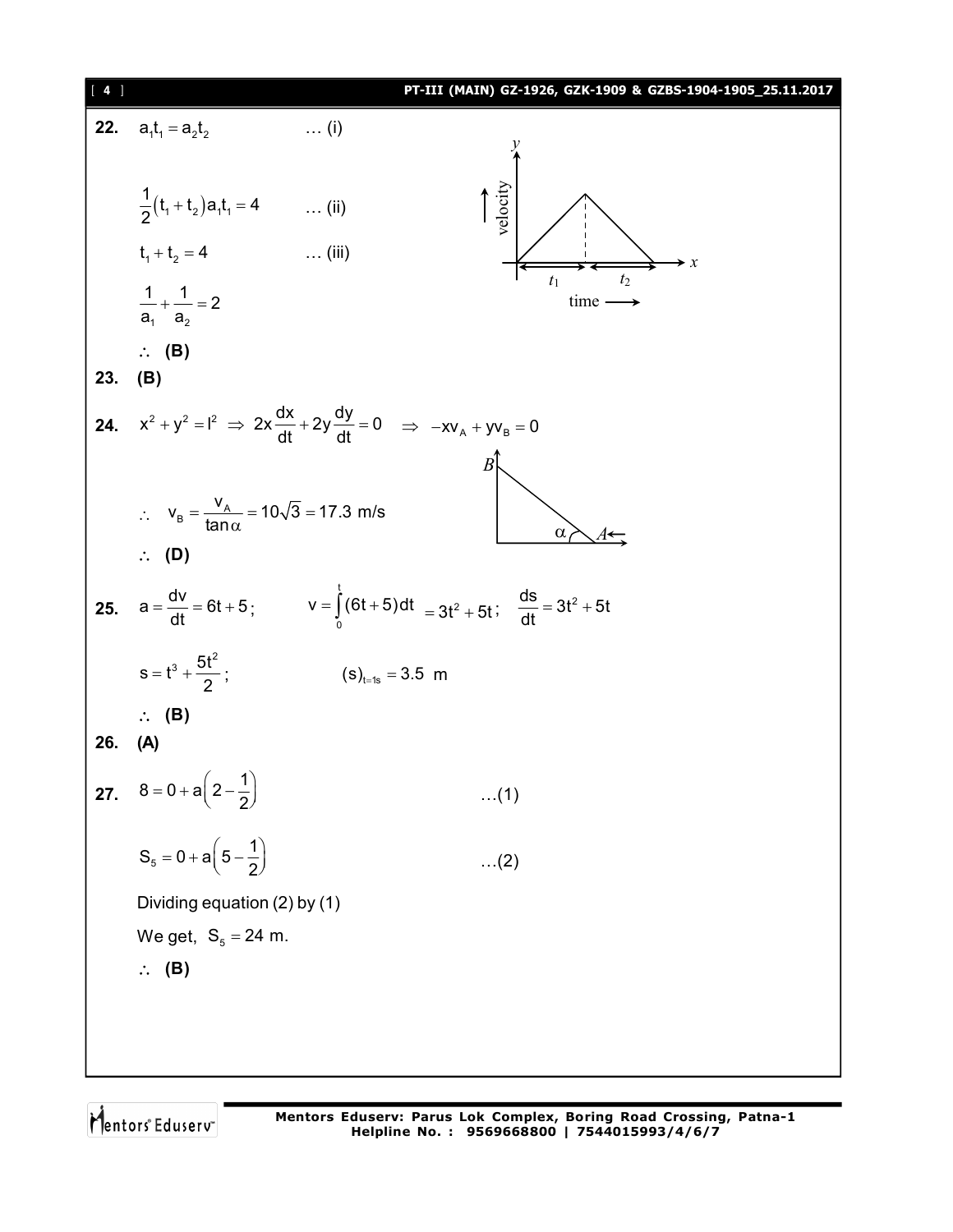**22.** $a_1t_1 = a_2t_2$ … (i)

$\frac{1}{2}(t_1 + t_2)a_1t_1 = 4$ … (ii)

$t_1 + t_2 = 4$ … (iii)

$\frac{1}{a_1} + \frac{1}{a_2} = 2$

$\therefore$ **(B)**

**23.** **(B)**

**24.** $x^2 + y^2 = l^2 \Rightarrow 2x\frac{dx}{dt} + 2y\frac{dy}{dt} = 0 \Rightarrow -xv_A + yv_B = 0$

$\therefore \quad v_B = \frac{v_A}{\tan\alpha} = 10\sqrt{3} = 17.3$ m/s

$\therefore$ **(D)**

**25.** $a = \frac{dv}{dt} = 6t + 5$; $\quad v = \int_0^t (6t+5)dt = 3t^2 + 5t$; $\quad \frac{ds}{dt} = 3t^2 + 5t$

$s = t^3 + \frac{5t^2}{2}$; $\quad (s)_{t=1s} = 3.5$ m

$\therefore$ **(B)**

**26.** **(A)**

**27.** $8 = 0 + a\left(2 - \frac{1}{2}\right)$ …(1)

$S_5 = 0 + a\left(5 - \frac{1}{2}\right)$ …(2)

Dividing equation (2) by (1)

We get, $S_5 = 24$ m.

$\therefore$ **(B)**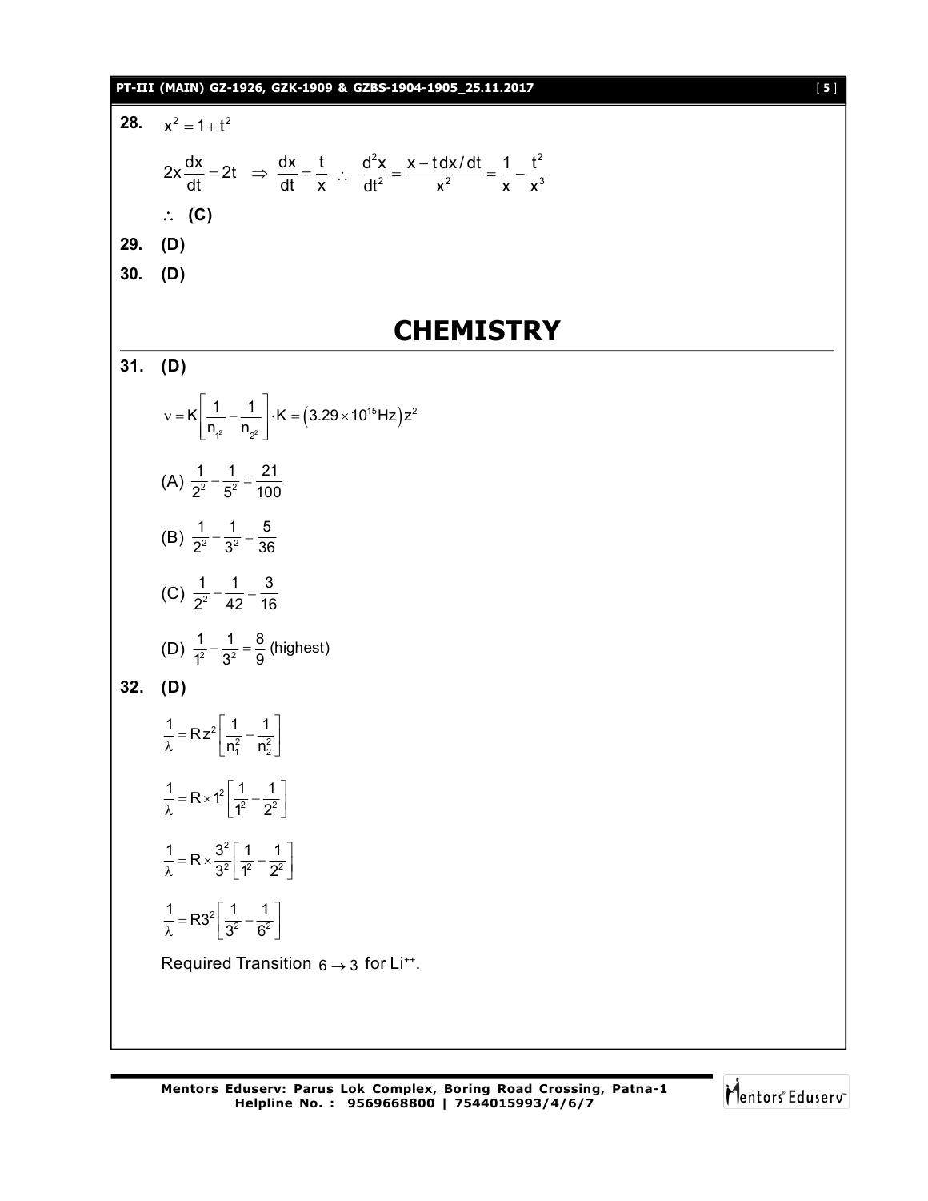**28.** $x^2 = 1 + t^2$

$$2x\frac{dx}{dt} = 2t \;\Rightarrow\; \frac{dx}{dt} = \frac{t}{x} \;\therefore\; \frac{d^2x}{dt^2} = \frac{x - t\,dx/dt}{x^2} = \frac{1}{x} - \frac{t^2}{x^3}$$

$\therefore$ **(C)**

**29.** **(D)**

**30.** **(D)**

# CHEMISTRY

**31.** **(D)**

$$\nu = K\left[\frac{1}{n_{1^2}} - \frac{1}{n_{2^2}}\right] \cdot K = \left(3.29 \times 10^{15}\,\text{Hz}\right)z^2$$

(A) $\frac{1}{2^2} - \frac{1}{5^2} = \frac{21}{100}$

(B) $\frac{1}{2^2} - \frac{1}{3^2} = \frac{5}{36}$

(C) $\frac{1}{2^2} - \frac{1}{42} = \frac{3}{16}$

(D) $\frac{1}{1^2} - \frac{1}{3^2} = \frac{8}{9}$ (highest)

**32.** **(D)**

$$\frac{1}{\lambda} = Rz^2\left[\frac{1}{n_1^2} - \frac{1}{n_2^2}\right]$$

$$\frac{1}{\lambda} = R \times 1^2\left[\frac{1}{1^2} - \frac{1}{2^2}\right]$$

$$\frac{1}{\lambda} = R \times \frac{3^2}{3^2}\left[\frac{1}{1^2} - \frac{1}{2^2}\right]$$

$$\frac{1}{\lambda} = R3^2\left[\frac{1}{3^2} - \frac{1}{6^2}\right]$$

Required Transition $6 \rightarrow 3$ for $Li^{++}$.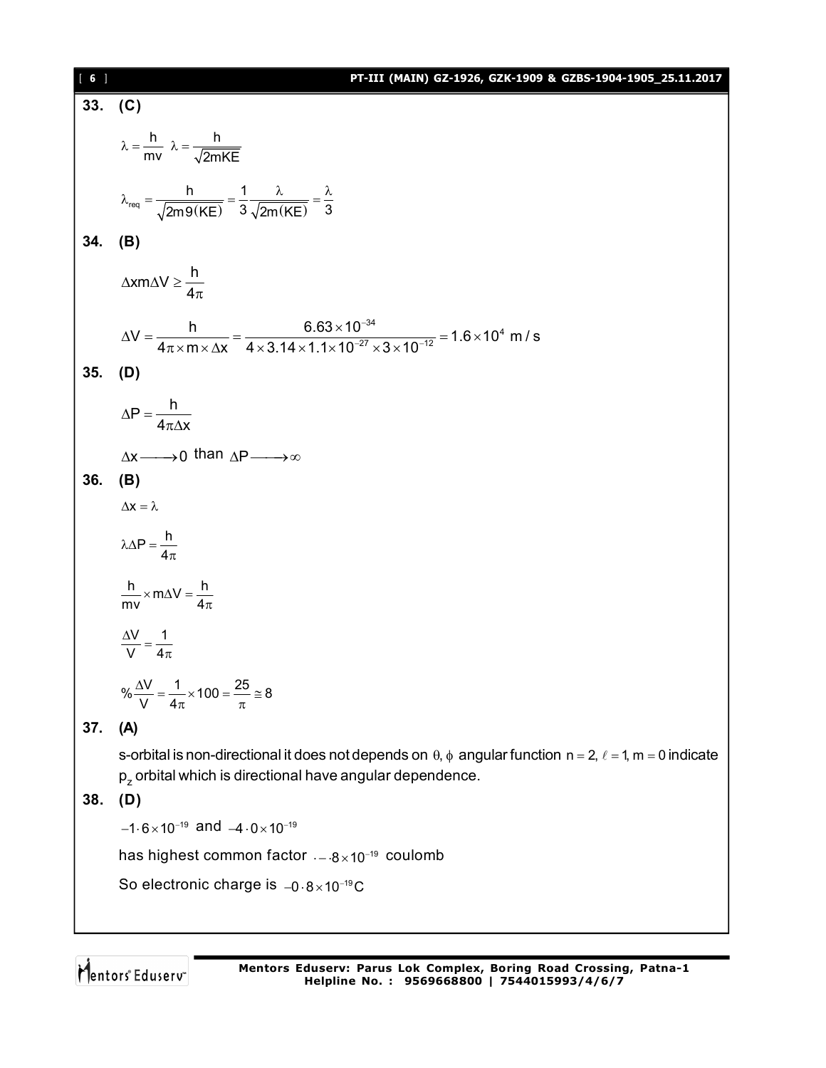**33. (C)**

$$\lambda = \frac{h}{mv} \quad \lambda = \frac{h}{\sqrt{2mKE}}$$

$$\lambda_{req} = \frac{h}{\sqrt{2m9(KE)}} = \frac{1}{3}\frac{\lambda}{\sqrt{2m(KE)}} = \frac{\lambda}{3}$$

**34. (B)**

$$\Delta x m \Delta V \geq \frac{h}{4\pi}$$

$$\Delta V = \frac{h}{4\pi \times m \times \Delta x} = \frac{6.63 \times 10^{-34}}{4 \times 3.14 \times 1.1 \times 10^{-27} \times 3 \times 10^{-12}} = 1.6 \times 10^{4}\ m/s$$

**35. (D)**

$$\Delta P = \frac{h}{4\pi\Delta x}$$

$\Delta x \longrightarrow 0$ than $\Delta P \longrightarrow \infty$

**36. (B)**

$$\Delta x = \lambda$$

$$\lambda \Delta P = \frac{h}{4\pi}$$

$$\frac{h}{mv} \times m\Delta V = \frac{h}{4\pi}$$

$$\frac{\Delta V}{V} = \frac{1}{4\pi}$$

$$\% \frac{\Delta V}{V} = \frac{1}{4\pi} \times 100 = \frac{25}{\pi} \cong 8$$

**37. (A)**

s-orbital is non-directional it does not depends on $\theta, \phi$ angular function $n = 2, \ell = 1, m = 0$ indicate $p_z$ orbital which is directional have angular dependence.

**38. (D)**

$-1 \cdot 6 \times 10^{-19}$ and $-4 \cdot 0 \times 10^{-19}$

has highest common factor $\cdot - \cdot 8 \times 10^{-19}$ coulomb

So electronic charge is $-0 \cdot 8 \times 10^{-19} C$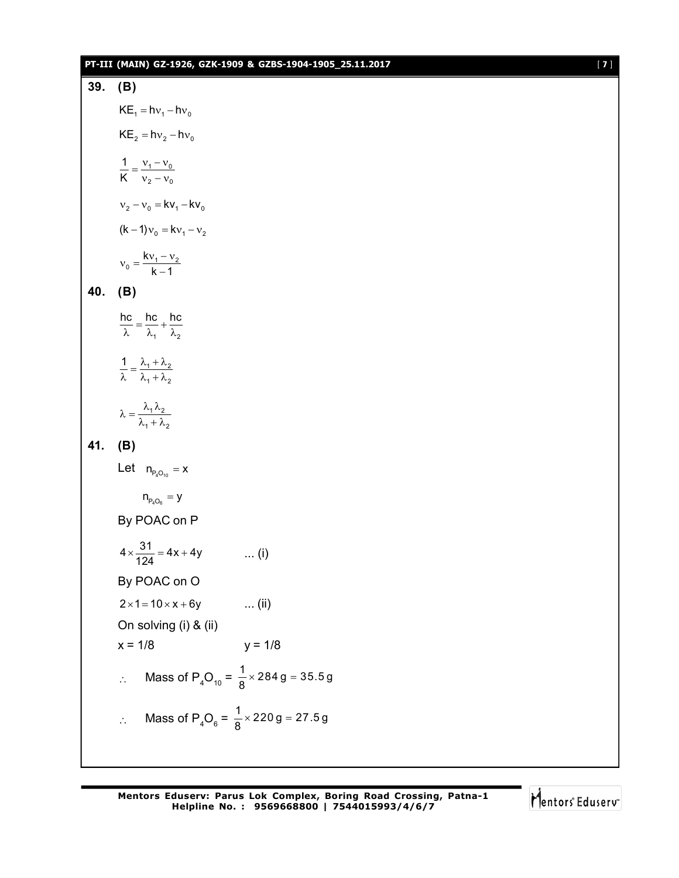**39. (B)**

$$KE_1 = h\nu_1 - h\nu_0$$

$$KE_2 = h\nu_2 - h\nu_0$$

$$\frac{1}{K} = \frac{\nu_1 - \nu_0}{\nu_2 - \nu_0}$$

$$\nu_2 - \nu_0 = kv_1 - kv_0$$

$$(k-1)\nu_0 = k\nu_1 - \nu_2$$

$$\nu_0 = \frac{k\nu_1 - \nu_2}{k-1}$$

**40. (B)**

$$\frac{hc}{\lambda} = \frac{hc}{\lambda_1} + \frac{hc}{\lambda_2}$$

$$\frac{1}{\lambda} = \frac{\lambda_1 + \lambda_2}{\lambda_1 + \lambda_2}$$

$$\lambda = \frac{\lambda_1 \lambda_2}{\lambda_1 + \lambda_2}$$

**41. (B)**

Let $n_{P_4O_{10}} = x$

$n_{P_4O_6} = y$

By POAC on P

$$4 \times \frac{31}{124} = 4x + 4y \qquad \text{... (i)}$$

By POAC on O

$$2 \times 1 = 10 \times x + 6y \qquad \text{... (ii)}$$

On solving (i) & (ii)

$x = 1/8 \qquad y = 1/8$

$\therefore$ Mass of $P_4O_{10}$ = $\frac{1}{8} \times 284\,g = 35.5\,g$

$\therefore$ Mass of $P_4O_6$ = $\frac{1}{8} \times 220\,g = 27.5\,g$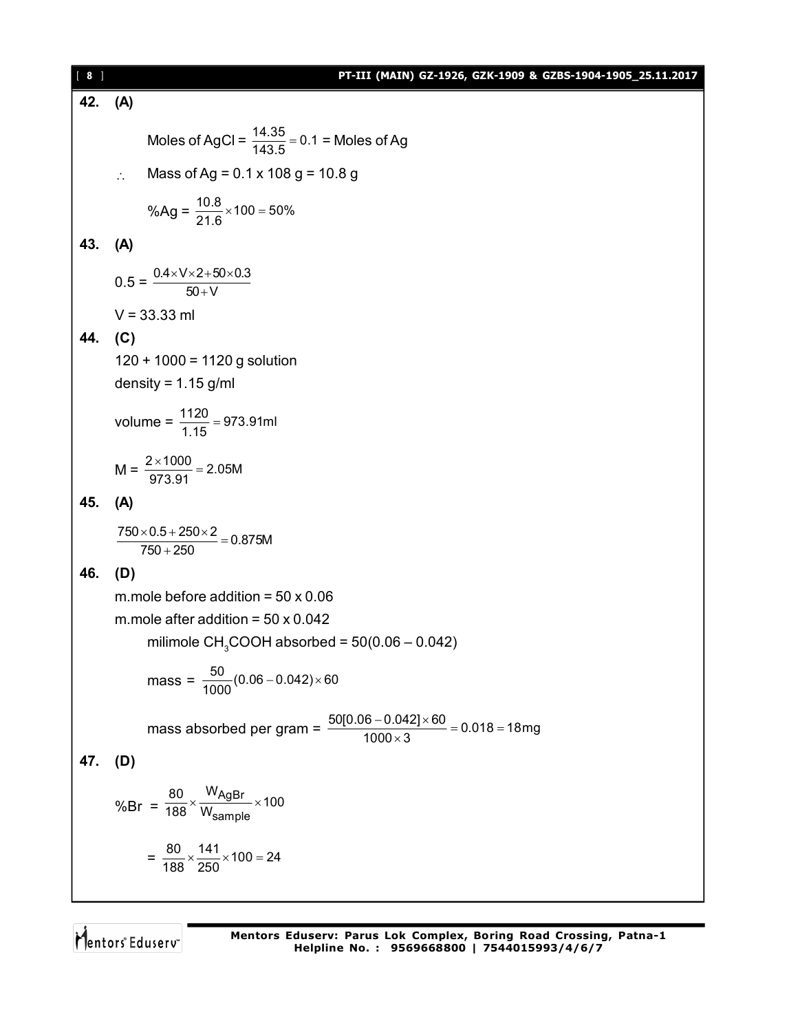**42. (A)**

Moles of AgCl = $\frac{14.35}{143.5} = 0.1$ = Moles of Ag

$\therefore$ Mass of Ag = 0.1 x 108 g = 10.8 g

%Ag = $\frac{10.8}{21.6} \times 100 = 50\%$

**43. (A)**

$0.5 = \frac{0.4 \times V \times 2 + 50 \times 0.3}{50 + V}$

V = 33.33 ml

**44. (C)**

120 + 1000 = 1120 g solution

density = 1.15 g/ml

volume = $\frac{1120}{1.15} = 973.91\text{ml}$

M = $\frac{2 \times 1000}{973.91} = 2.05\text{M}$

**45. (A)**

$\frac{750 \times 0.5 + 250 \times 2}{750 + 250} = 0.875\text{M}$

**46. (D)**

m.mole before addition = 50 x 0.06

m.mole after addition = 50 x 0.042

milimole $CH_3COOH$ absorbed = 50(0.06 – 0.042)

mass = $\frac{50}{1000}(0.06 - 0.042) \times 60$

mass absorbed per gram = $\frac{50[0.06 - 0.042] \times 60}{1000 \times 3} = 0.018 = 18\text{mg}$

**47. (D)**

%Br = $\frac{80}{188} \times \frac{W_{AgBr}}{W_{sample}} \times 100$

= $\frac{80}{188} \times \frac{141}{250} \times 100 = 24$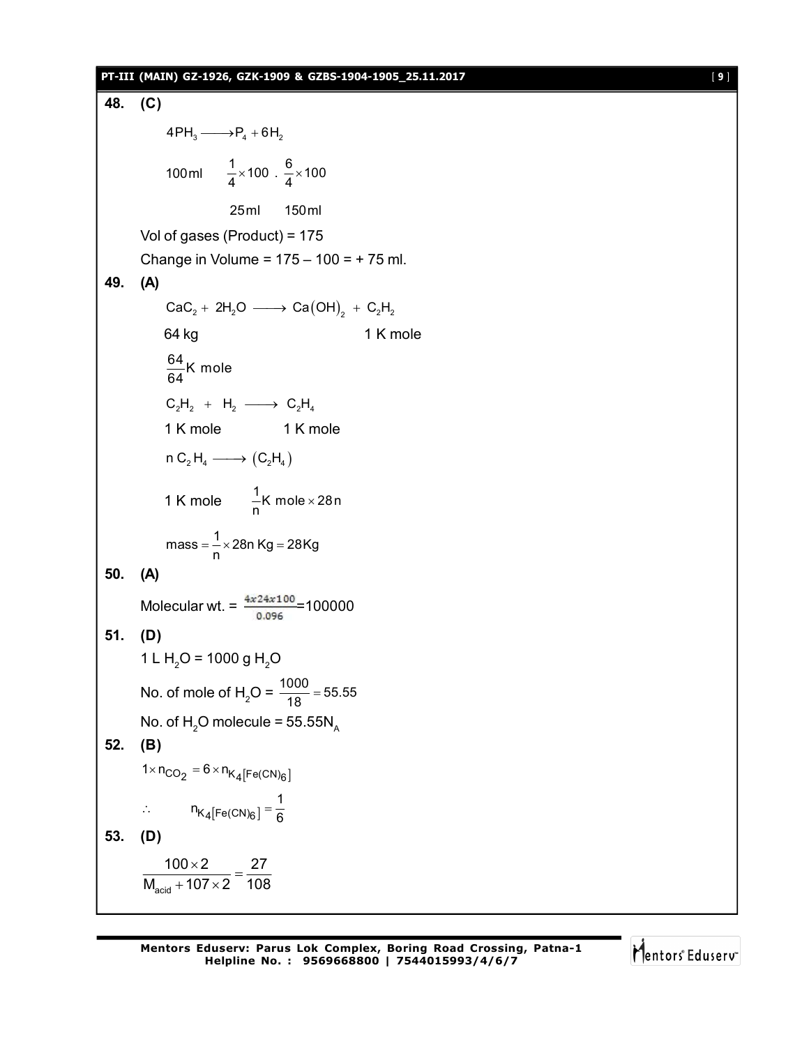**48. (C)**

$$4PH_3 \longrightarrow P_4 + 6H_2$$

$$100\,ml \qquad \frac{1}{4}\times 100 \;.\; \frac{6}{4}\times 100$$

$$25\,ml \qquad 150\,ml$$

Vol of gases (Product) = 175

Change in Volume = 175 – 100 = + 75 ml.

**49. (A)**

$$CaC_2 + 2H_2O \longrightarrow Ca(OH)_2 + C_2H_2$$

64 kg &nbsp;&nbsp;&nbsp;&nbsp;&nbsp;&nbsp;&nbsp;&nbsp;&nbsp;&nbsp;&nbsp;&nbsp;&nbsp;&nbsp;&nbsp;&nbsp;&nbsp;&nbsp;&nbsp;&nbsp; 1 K mole

$\frac{64}{64}$ K mole

$$C_2H_2 + H_2 \longrightarrow C_2H_4$$

1 K mole &nbsp;&nbsp;&nbsp;&nbsp;&nbsp;&nbsp;&nbsp;&nbsp; 1 K mole

$$n\,C_2H_4 \longrightarrow (C_2H_4)$$

1 K mole &nbsp;&nbsp;&nbsp; $\frac{1}{n}$K mole $\times 28n$

$$mass = \frac{1}{n}\times 28n\ Kg = 28Kg$$

**50. (A)**

Molecular wt. = $\frac{4\times 24\times 100}{0.096} = 100000$

**51. (D)**

1 L $H_2O$ = 1000 g $H_2O$

No. of mole of $H_2O$ = $\frac{1000}{18} = 55.55$

No. of $H_2O$ molecule = $55.55N_A$

**52. (B)**

$$1\times n_{CO_2} = 6\times n_{K_4[Fe(CN)_6]}$$

$$\therefore \qquad n_{K_4[Fe(CN)_6]} = \frac{1}{6}$$

**53. (D)**

$$\frac{100\times 2}{M_{acid} + 107\times 2} = \frac{27}{108}$$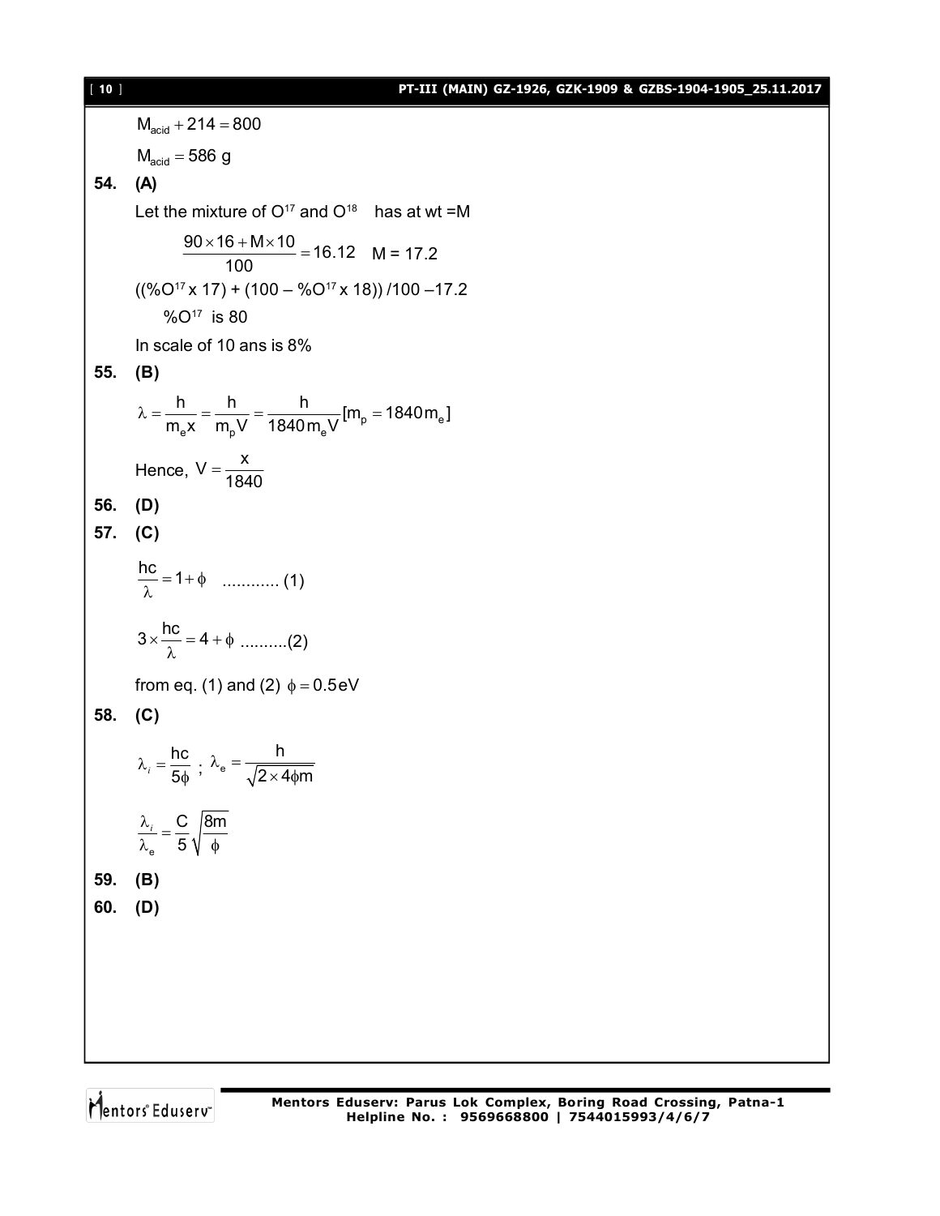$M_{acid} + 214 = 800$

$M_{acid} = 586$ g

**54. (A)**

Let the mixture of $O^{17}$ and $O^{18}$ has at wt =M

$$\frac{90 \times 16 + M \times 10}{100} = 16.12 \quad M = 17.2$$

$((\%O^{17} \times 17) + (100 - \%O^{17} \times 18)) / 100 - 17.2$

$\%O^{17}$ is 80

In scale of 10 ans is 8%

**55. (B)**

$$\lambda = \frac{h}{m_e x} = \frac{h}{m_p V} = \frac{h}{1840 m_e V} [m_p = 1840 m_e]$$

Hence, $V = \dfrac{x}{1840}$

**56. (D)**

**57. (C)**

$$\frac{hc}{\lambda} = 1 + \phi \quad \text{............ (1)}$$

$$3 \times \frac{hc}{\lambda} = 4 + \phi \quad \text{..........(2)}$$

from eq. (1) and (2) $\phi = 0.5 eV$

**58. (C)**

$$\lambda_i = \frac{hc}{5\phi} \; ; \; \lambda_e = \frac{h}{\sqrt{2 \times 4\phi m}}$$

$$\frac{\lambda_i}{\lambda_e} = \frac{C}{5}\sqrt{\frac{8m}{\phi}}$$

**59. (B)**

**60. (D)**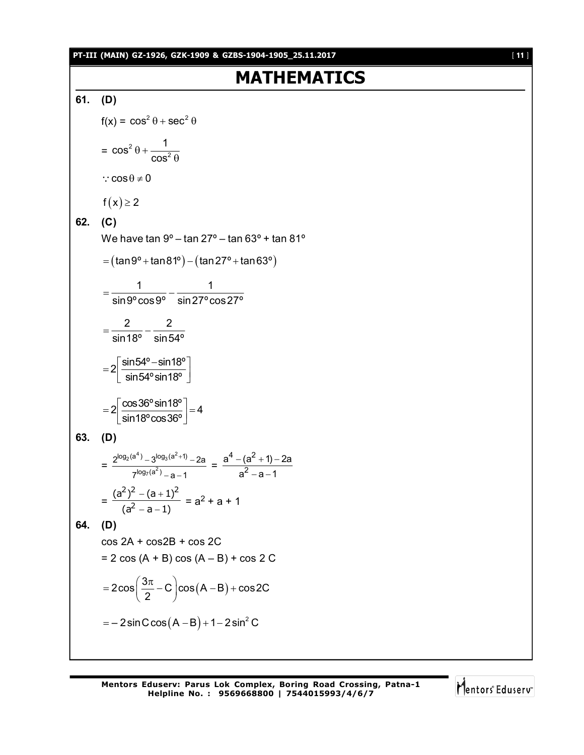# MATHEMATICS

**61. (D)**

$f(x) = \cos^2\theta + \sec^2\theta$

$= \cos^2\theta + \dfrac{1}{\cos^2\theta}$

$\because \cos\theta \neq 0$

$f(x) \geq 2$

**62. (C)**

We have tan 9º – tan 27º – tan 63º + tan 81º

$= (\tan 9^o + \tan 81^o) - (\tan 27^o + \tan 63^o)$

$= \dfrac{1}{\sin 9^o \cos 9^o} - \dfrac{1}{\sin 27^o \cos 27^o}$

$= \dfrac{2}{\sin 18^o} - \dfrac{2}{\sin 54^o}$

$= 2\left[\dfrac{\sin 54^o - \sin 18^o}{\sin 54^o \sin 18^o}\right]$

$= 2\left[\dfrac{\cos 36^o \sin 18^o}{\sin 18^o \cos 36^o}\right] = 4$

**63. (D)**

$= \dfrac{2^{\log_2(a^4)} - 3^{\log_3(a^2+1)} - 2a}{7^{\log_7(a^2)} - a - 1} = \dfrac{a^4 - (a^2+1) - 2a}{a^2 - a - 1}$

$= \dfrac{(a^2)^2 - (a+1)^2}{(a^2 - a - 1)} = a^2 + a + 1$

**64. (D)**

cos 2A + cos2B + cos 2C

= 2 cos (A + B) cos (A – B) + cos 2 C

$= 2\cos\left(\dfrac{3\pi}{2} - C\right)\cos(A - B) + \cos 2C$

$= -2\sin C \cos(A - B) + 1 - 2\sin^2 C$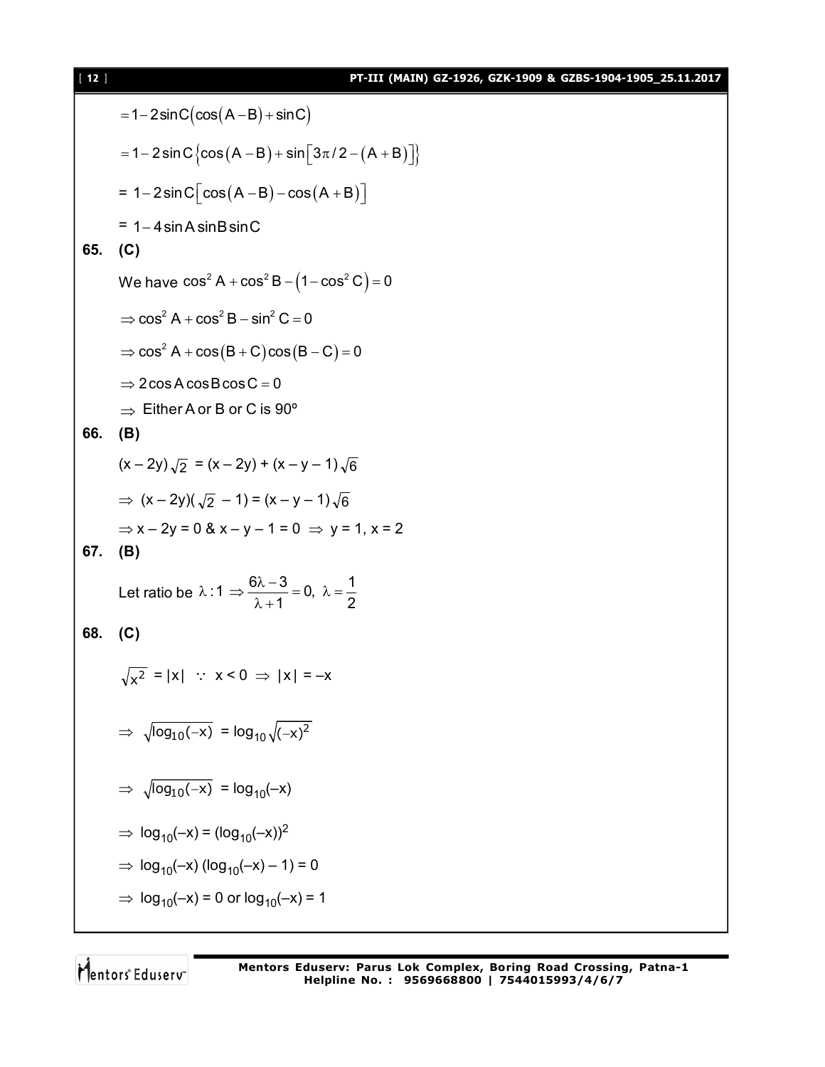$= 1 - 2\sin C(\cos(A-B) + \sin C)$

$= 1 - 2\sin C\left\{\cos(A-B) + \sin\left[3\pi/2 - (A+B)\right]\right\}$

$= 1 - 2\sin C\left[\cos(A-B) - \cos(A+B)\right]$

$= 1 - 4\sin A\sin B\sin C$

**65. (C)**

We have $\cos^2 A + \cos^2 B - \left(1 - \cos^2 C\right) = 0$

$\Rightarrow \cos^2 A + \cos^2 B - \sin^2 C = 0$

$\Rightarrow \cos^2 A + \cos(B+C)\cos(B-C) = 0$

$\Rightarrow 2\cos A\cos B\cos C = 0$

$\Rightarrow$ Either A or B or C is 90º

**66. (B)**

$(x - 2y)\sqrt{2} = (x - 2y) + (x - y - 1)\sqrt{6}$

$\Rightarrow (x - 2y)(\sqrt{2} - 1) = (x - y - 1)\sqrt{6}$

$\Rightarrow x - 2y = 0 \;\&\; x - y - 1 = 0 \Rightarrow y = 1, x = 2$

**67. (B)**

Let ratio be $\lambda : 1 \Rightarrow \dfrac{6\lambda - 3}{\lambda + 1} = 0,\ \lambda = \dfrac{1}{2}$

**68. (C)**

$\sqrt{x^2} = |x| \;\because\; x < 0 \Rightarrow |x| = -x$

$\Rightarrow \sqrt{\log_{10}(-x)} = \log_{10}\sqrt{(-x)^2}$

$\Rightarrow \sqrt{\log_{10}(-x)} = \log_{10}(-x)$

$\Rightarrow \log_{10}(-x) = (\log_{10}(-x))^2$

$\Rightarrow \log_{10}(-x)\,(\log_{10}(-x) - 1) = 0$

$\Rightarrow \log_{10}(-x) = 0$ or $\log_{10}(-x) = 1$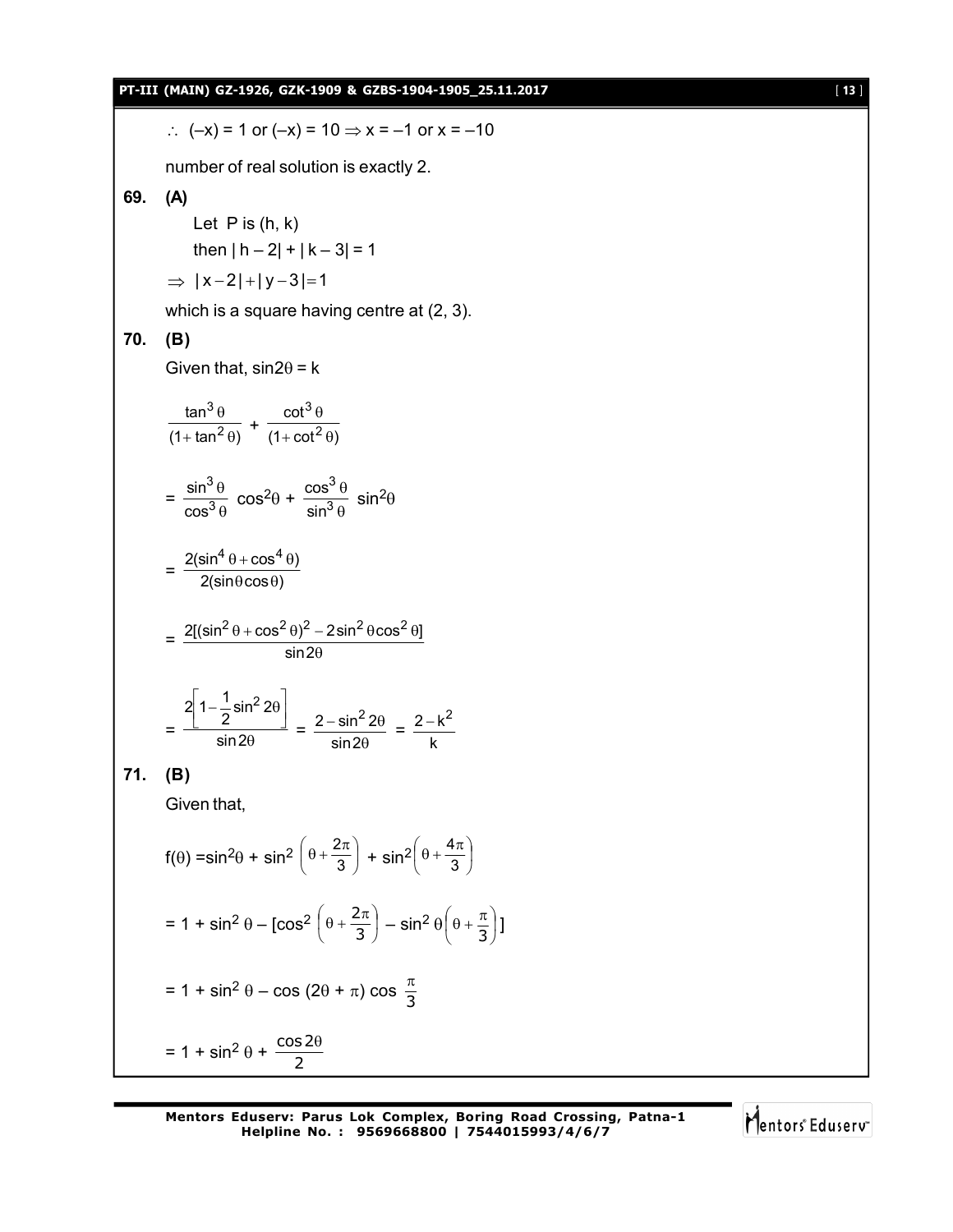$\therefore$ $(-x) = 1$ or $(-x) = 10 \Rightarrow x = -1$ or $x = -10$

number of real solution is exactly 2.

**69. (A)**

Let P is (h, k)

then $|h - 2| + |k - 3| = 1$

$\Rightarrow |x-2|+|y-3|=1$

which is a square having centre at (2, 3).

**70. (B)**

Given that, $\sin 2\theta = k$

$$\frac{\tan^3\theta}{(1+\tan^2\theta)} + \frac{\cot^3\theta}{(1+\cot^2\theta)}$$

$$= \frac{\sin^3\theta}{\cos^3\theta}\cos^2\theta + \frac{\cos^3\theta}{\sin^3\theta}\sin^2\theta$$

$$= \frac{2(\sin^4\theta+\cos^4\theta)}{2(\sin\theta\cos\theta)}$$

$$= \frac{2[(\sin^2\theta+\cos^2\theta)^2 - 2\sin^2\theta\cos^2\theta]}{\sin 2\theta}$$

$$= \frac{2\left[1-\frac{1}{2}\sin^2 2\theta\right]}{\sin 2\theta} = \frac{2-\sin^2 2\theta}{\sin 2\theta} = \frac{2-k^2}{k}$$

**71. (B)**

Given that,

$$f(\theta) = \sin^2\theta + \sin^2\left(\theta+\frac{2\pi}{3}\right) + \sin^2\left(\theta+\frac{4\pi}{3}\right)$$

$$= 1 + \sin^2\theta - \left[\cos^2\left(\theta+\frac{2\pi}{3}\right) - \sin^2\theta\left(\theta+\frac{\pi}{3}\right)\right]$$

$$= 1 + \sin^2\theta - \cos(2\theta+\pi)\cos\frac{\pi}{3}$$

$$= 1 + \sin^2\theta + \frac{\cos 2\theta}{2}$$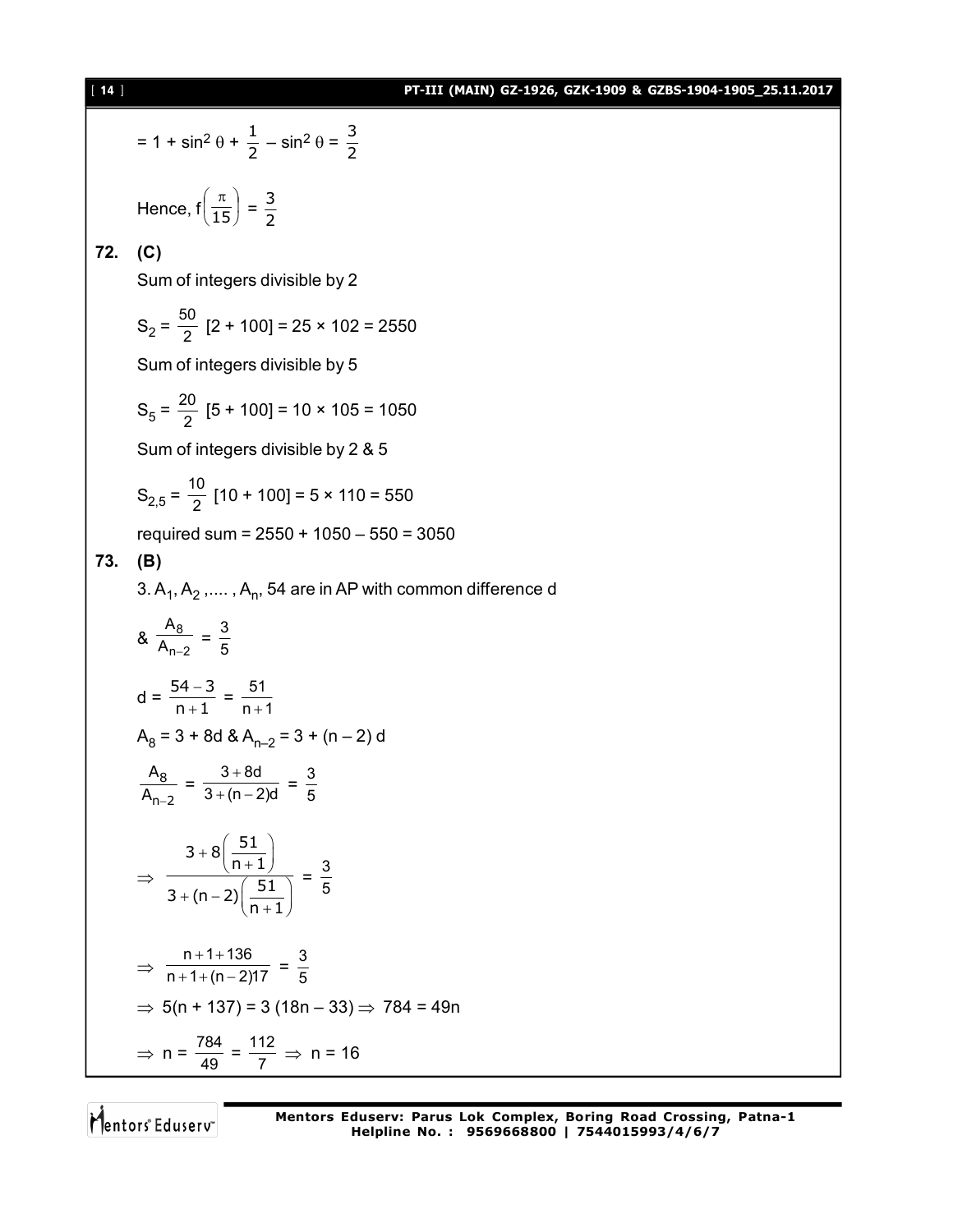$= 1 + \sin^2\theta + \frac{1}{2} - \sin^2\theta = \frac{3}{2}$

Hence, $f\left(\frac{\pi}{15}\right) = \frac{3}{2}$

**72. (C)**

Sum of integers divisible by 2

$S_2 = \frac{50}{2}[2 + 100] = 25 \times 102 = 2550$

Sum of integers divisible by 5

$S_5 = \frac{20}{2}[5 + 100] = 10 \times 105 = 1050$

Sum of integers divisible by 2 & 5

$S_{2,5} = \frac{10}{2}[10 + 100] = 5 \times 110 = 550$

required sum = 2550 + 1050 – 550 = 3050

**73. (B)**

3. $A_1, A_2, \ldots, A_n$, 54 are in AP with common difference d

& $\frac{A_8}{A_{n-2}} = \frac{3}{5}$

$d = \frac{54 - 3}{n + 1} = \frac{51}{n + 1}$

$A_8 = 3 + 8d$ & $A_{n-2} = 3 + (n - 2)d$

$\frac{A_8}{A_{n-2}} = \frac{3 + 8d}{3 + (n - 2)d} = \frac{3}{5}$

$$\Rightarrow \frac{3 + 8\left(\frac{51}{n+1}\right)}{3 + (n-2)\left(\frac{51}{n+1}\right)} = \frac{3}{5}$$

$\Rightarrow \frac{n + 1 + 136}{n + 1 + (n - 2)17} = \frac{3}{5}$

$\Rightarrow 5(n + 137) = 3(18n - 33) \Rightarrow 784 = 49n$

$\Rightarrow n = \frac{784}{49} = \frac{112}{7} \Rightarrow n = 16$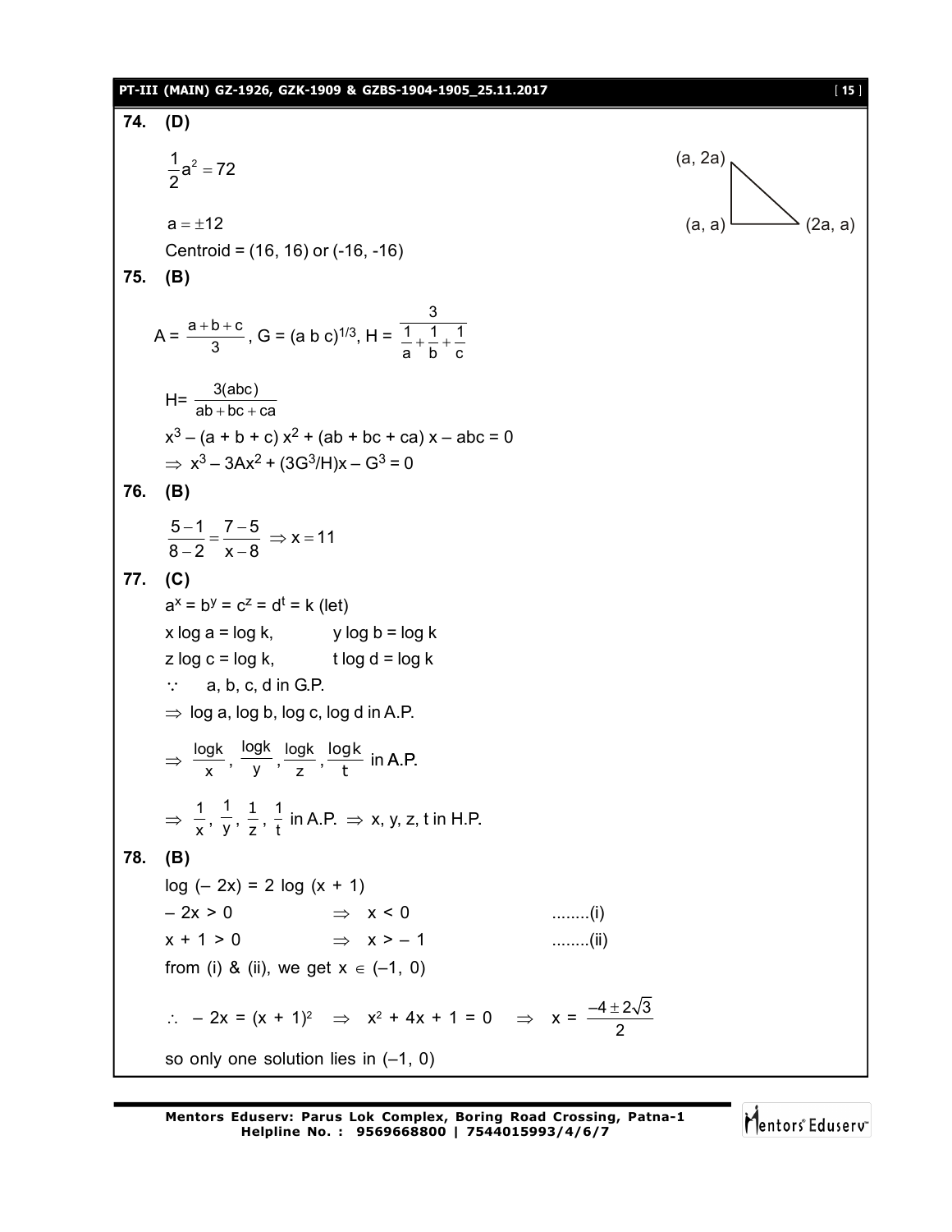**74. (D)**

$$\frac{1}{2}a^2 = 72$$

(a, 2a)

(a, a) (2a, a)

$a = \pm 12$

Centroid = (16, 16) or (-16, -16)

**75. (B)**

$A = \frac{a+b+c}{3}$, $G = (a\,b\,c)^{1/3}$, $H = \frac{3}{\frac{1}{a}+\frac{1}{b}+\frac{1}{c}}$

$H = \frac{3(abc)}{ab+bc+ca}$

$x^3 - (a + b + c)\,x^2 + (ab + bc + ca)\,x - abc = 0$

$\Rightarrow x^3 - 3Ax^2 + (3G^3/H)x - G^3 = 0$

**76. (B)**

$$\frac{5-1}{8-2} = \frac{7-5}{x-8} \Rightarrow x = 11$$

**77. (C)**

$a^x = b^y = c^z = d^t = k$ (let)

$x \log a = \log k$, $\quad$ $y \log b = \log k$

$z \log c = \log k$, $\quad$ $t \log d = \log k$

$\because$ a, b, c, d in G.P.

$\Rightarrow$ log a, log b, log c, log d in A.P.

$\Rightarrow \frac{\log k}{x}, \frac{\log k}{y}, \frac{\log k}{z}, \frac{\log k}{t}$ in A.P.

$\Rightarrow \frac{1}{x}, \frac{1}{y}, \frac{1}{z}, \frac{1}{t}$ in A.P. $\Rightarrow$ x, y, z, t in H.P.

**78. (B)**

$\log(-2x) = 2\log(x + 1)$

$-2x > 0 \quad \Rightarrow \quad x < 0 \quad$ ........(i)

$x + 1 > 0 \quad \Rightarrow \quad x > -1 \quad$ ........(ii)

from (i) & (ii), we get $x \in (-1, 0)$

$\therefore \; -2x = (x + 1)^2 \quad \Rightarrow \quad x^2 + 4x + 1 = 0 \quad \Rightarrow \quad x = \frac{-4 \pm 2\sqrt{3}}{2}$

so only one solution lies in (–1, 0)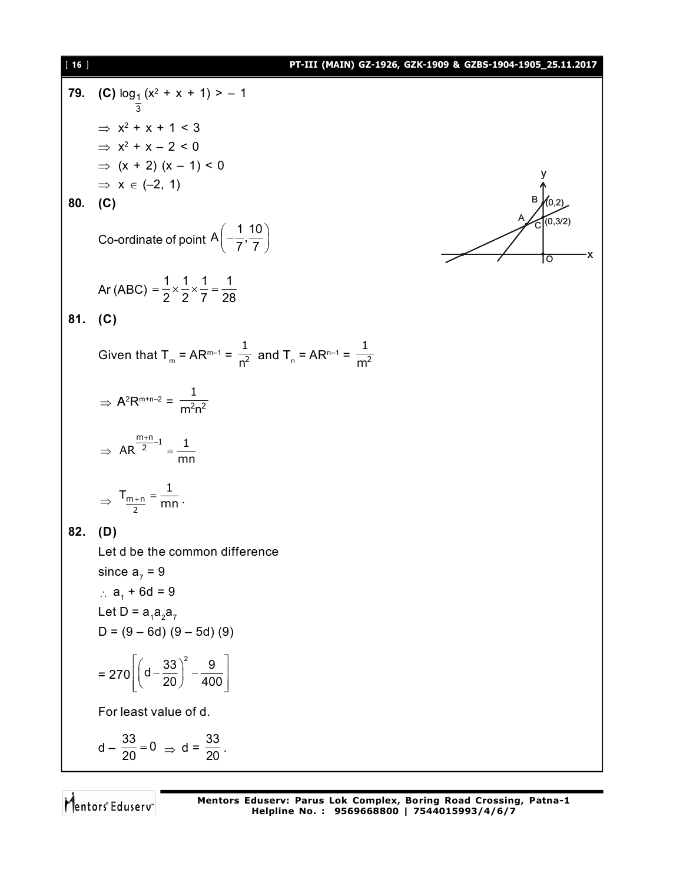**79.** **(C)** $\log_{\frac{1}{3}}(x^2 + x + 1) > -1$

$\Rightarrow x^2 + x + 1 < 3$

$\Rightarrow x^2 + x - 2 < 0$

$\Rightarrow (x + 2)(x - 1) < 0$

$\Rightarrow x \in (-2, 1)$

**80.** **(C)**

Co-ordinate of point $A\left(-\frac{1}{7}, \frac{10}{7}\right)$

$\text{Ar (ABC)} = \frac{1}{2} \times \frac{1}{2} \times \frac{1}{7} = \frac{1}{28}$

**81.** **(C)**

Given that $T_m = AR^{m-1} = \frac{1}{n^2}$ and $T_n = AR^{n-1} = \frac{1}{m^2}$

$\Rightarrow A^2R^{m+n-2} = \frac{1}{m^2n^2}$

$\Rightarrow AR^{\frac{m+n}{2}-1} = \frac{1}{mn}$

$\Rightarrow T_{\frac{m+n}{2}} = \frac{1}{mn}$.

**82.** **(D)**

Let d be the common difference

since $a_7 = 9$

$\therefore a_1 + 6d = 9$

Let $D = a_1a_2a_7$

$D = (9 - 6d)(9 - 5d)(9)$

$= 270\left[\left(d - \frac{33}{20}\right)^2 - \frac{9}{400}\right]$

For least value of d.

$d - \frac{33}{20} = 0 \Rightarrow d = \frac{33}{20}$.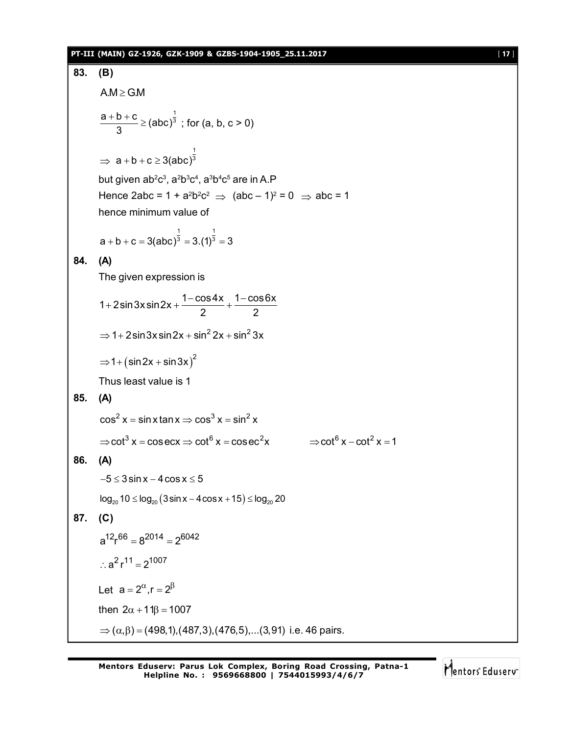**83. (B)**

A.M $\geq$ G.M

$$\frac{a+b+c}{3} \geq (abc)^{\frac{1}{3}} \text{ ; for (a, b, c > 0)}$$

$$\Rightarrow \ a+b+c \geq 3(abc)^{\frac{1}{3}}$$

but given $ab^2c^3$, $a^2b^3c^4$, $a^3b^4c^5$ are in A.P

Hence $2abc = 1 + a^2b^2c^2 \ \Rightarrow \ (abc-1)^2 = 0 \ \Rightarrow \ abc = 1$

hence minimum value of

$$a+b+c = 3(abc)^{\frac{1}{3}} = 3.(1)^{\frac{1}{3}} = 3$$

**84. (A)**

The given expression is

$$1+2\sin 3x \sin 2x + \frac{1-\cos 4x}{2} + \frac{1-\cos 6x}{2}$$

$$\Rightarrow 1+2\sin 3x \sin 2x + \sin^2 2x + \sin^2 3x$$

$$\Rightarrow 1+\left(\sin 2x + \sin 3x\right)^2$$

Thus least value is 1

**85. (A)**

$$\cos^2 x = \sin x \tan x \Rightarrow \cos^3 x = \sin^2 x$$

$$\Rightarrow \cot^3 x = \operatorname{cosec} x \Rightarrow \cot^6 x = \operatorname{cosec}^2 x \qquad \Rightarrow \cot^6 x - \cot^2 x = 1$$

**86. (A)**

$$-5 \leq 3\sin x - 4\cos x \leq 5$$

$$\log_{20} 10 \leq \log_{20}\left(3\sin x - 4\cos x + 15\right) \leq \log_{20} 20$$

**87. (C)**

$$a^{12} r^{66} = 8^{2014} = 2^{6042}$$

$$\therefore a^2 r^{11} = 2^{1007}$$

Let $a = 2^{\alpha}, r = 2^{\beta}$

then $2\alpha + 11\beta = 1007$

$\Rightarrow (\alpha, \beta) = (498,1),(487,3),(476,5),...(3,91)$ i.e. 46 pairs.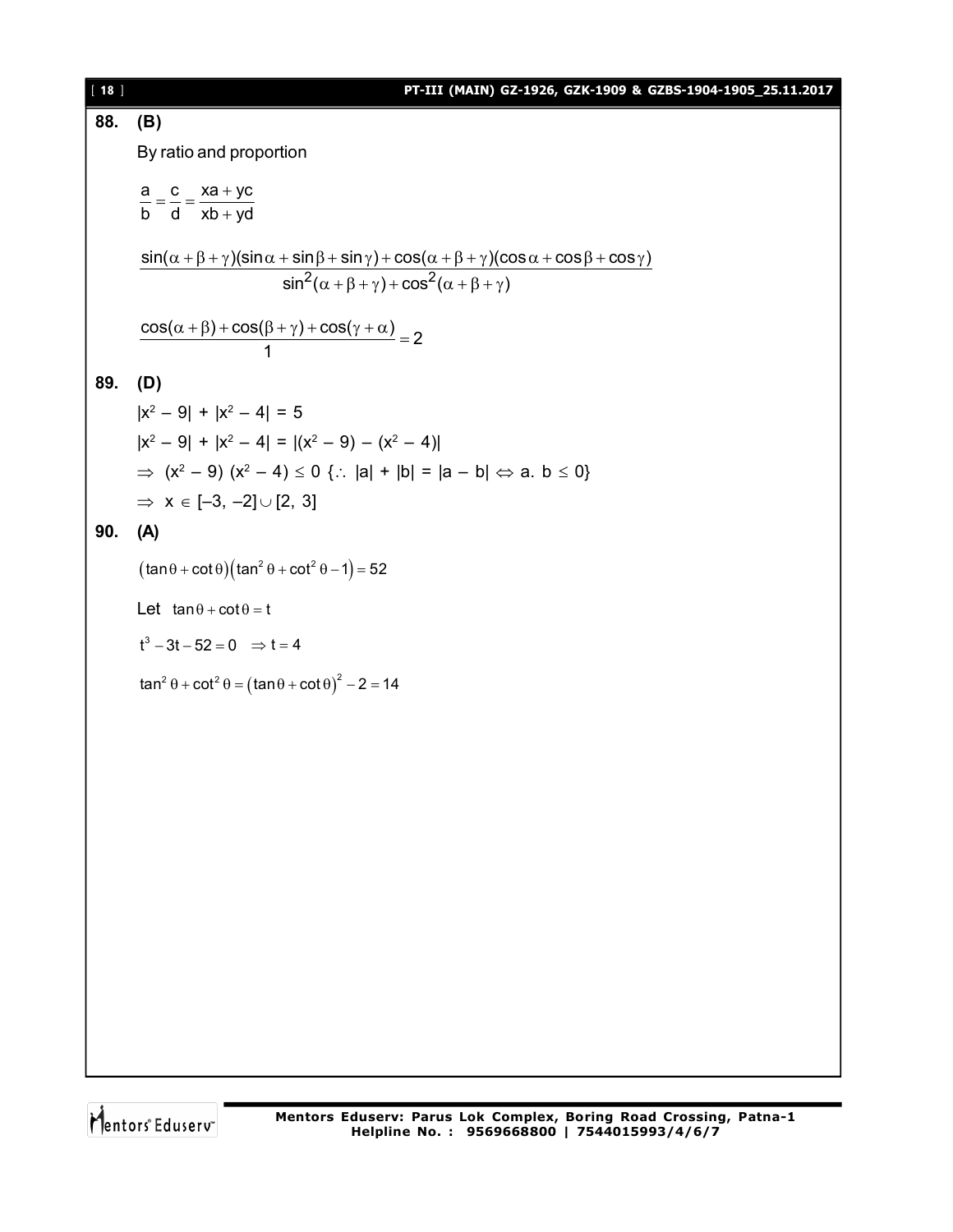**88. (B)**

By ratio and proportion

$$\frac{a}{b} = \frac{c}{d} = \frac{xa + yc}{xb + yd}$$

$$\frac{\sin(\alpha + \beta + \gamma)(\sin\alpha + \sin\beta + \sin\gamma) + \cos(\alpha + \beta + \gamma)(\cos\alpha + \cos\beta + \cos\gamma)}{\sin^2(\alpha + \beta + \gamma) + \cos^2(\alpha + \beta + \gamma)}$$

$$\frac{\cos(\alpha + \beta) + \cos(\beta + \gamma) + \cos(\gamma + \alpha)}{1} = 2$$

**89. (D)**

$|x^2 - 9| + |x^2 - 4| = 5$

$|x^2 - 9| + |x^2 - 4| = |(x^2 - 9) - (x^2 - 4)|$

$\Rightarrow (x^2 - 9)(x^2 - 4) \le 0$ {$\because$ $|a| + |b| = |a - b| \Leftrightarrow a.\,b \le 0$}

$\Rightarrow x \in [-3, -2] \cup [2, 3]$

**90. (A)**

$(\tan\theta + \cot\theta)(\tan^2\theta + \cot^2\theta - 1) = 52$

Let $\tan\theta + \cot\theta = t$

$t^3 - 3t - 52 = 0 \quad \Rightarrow t = 4$

$\tan^2\theta + \cot^2\theta = (\tan\theta + \cot\theta)^2 - 2 = 14$